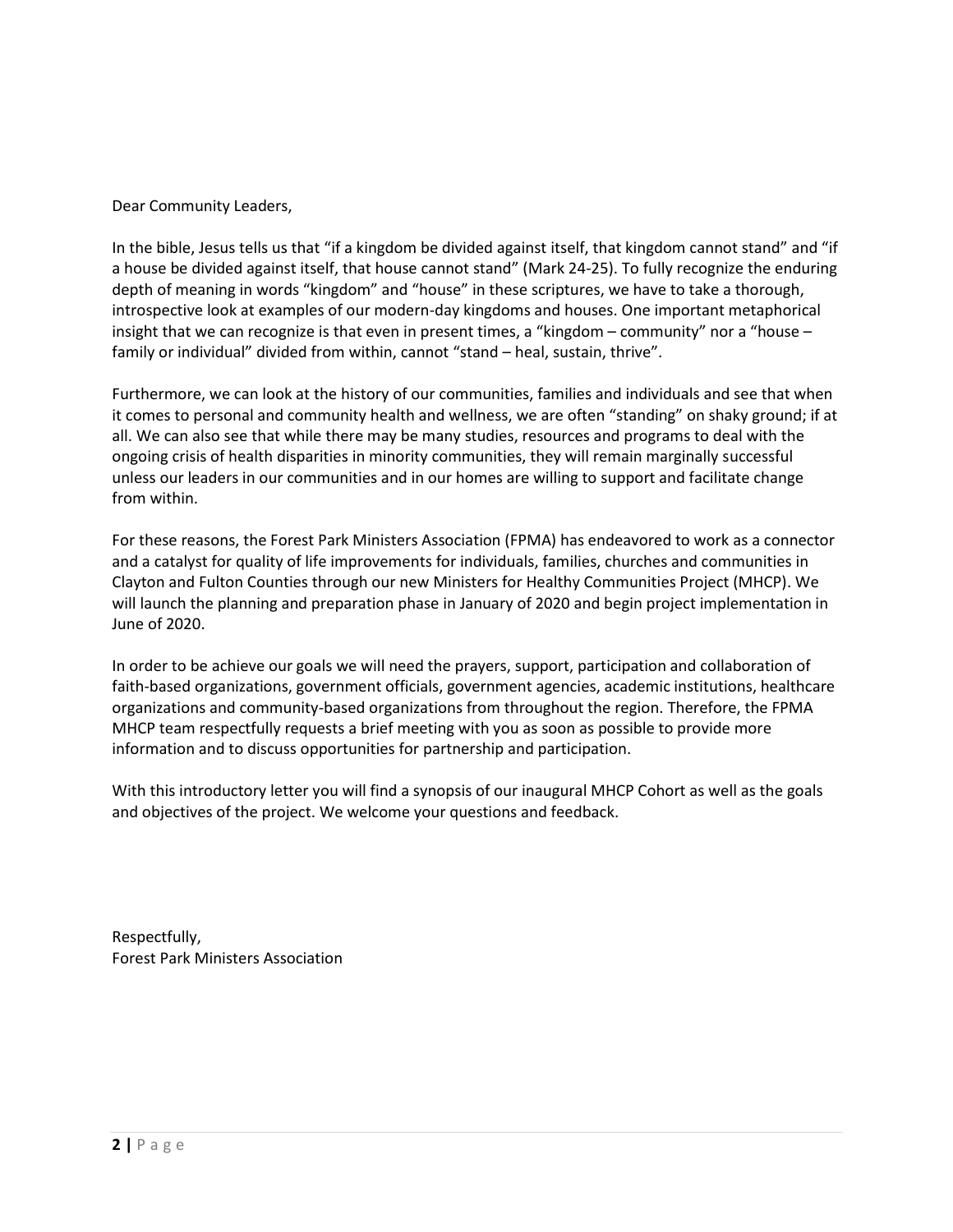Dear Community Leaders,

In the bible, Jesus tells us that "if a kingdom be divided against itself, that kingdom cannot stand" and "if a house be divided against itself, that house cannot stand" (Mark 24-25). To fully recognize the enduring depth of meaning in words "kingdom" and "house" in these scriptures, we have to take a thorough, introspective look at examples of our modern-day kingdoms and houses. One important metaphorical insight that we can recognize is that even in present times, a "kingdom – community" nor a "house – family or individual" divided from within, cannot "stand – heal, sustain, thrive".

Furthermore, we can look at the history of our communities, families and individuals and see that when it comes to personal and community health and wellness, we are often "standing" on shaky ground; if at all. We can also see that while there may be many studies, resources and programs to deal with the ongoing crisis of health disparities in minority communities, they will remain marginally successful unless our leaders in our communities and in our homes are willing to support and facilitate change from within.

For these reasons, the Forest Park Ministers Association (FPMA) has endeavored to work as a connector and a catalyst for quality of life improvements for individuals, families, churches and communities in Clayton and Fulton Counties through our new Ministers for Healthy Communities Project (MHCP). We will launch the planning and preparation phase in January of 2020 and begin project implementation in June of 2020.

In order to be achieve our goals we will need the prayers, support, participation and collaboration of faith-based organizations, government officials, government agencies, academic institutions, healthcare organizations and community-based organizations from throughout the region. Therefore, the FPMA MHCP team respectfully requests a brief meeting with you as soon as possible to provide more information and to discuss opportunities for partnership and participation.

With this introductory letter you will find a synopsis of our inaugural MHCP Cohort as well as the goals and objectives of the project. We welcome your questions and feedback.

Respectfully,
Forest Park Ministers Association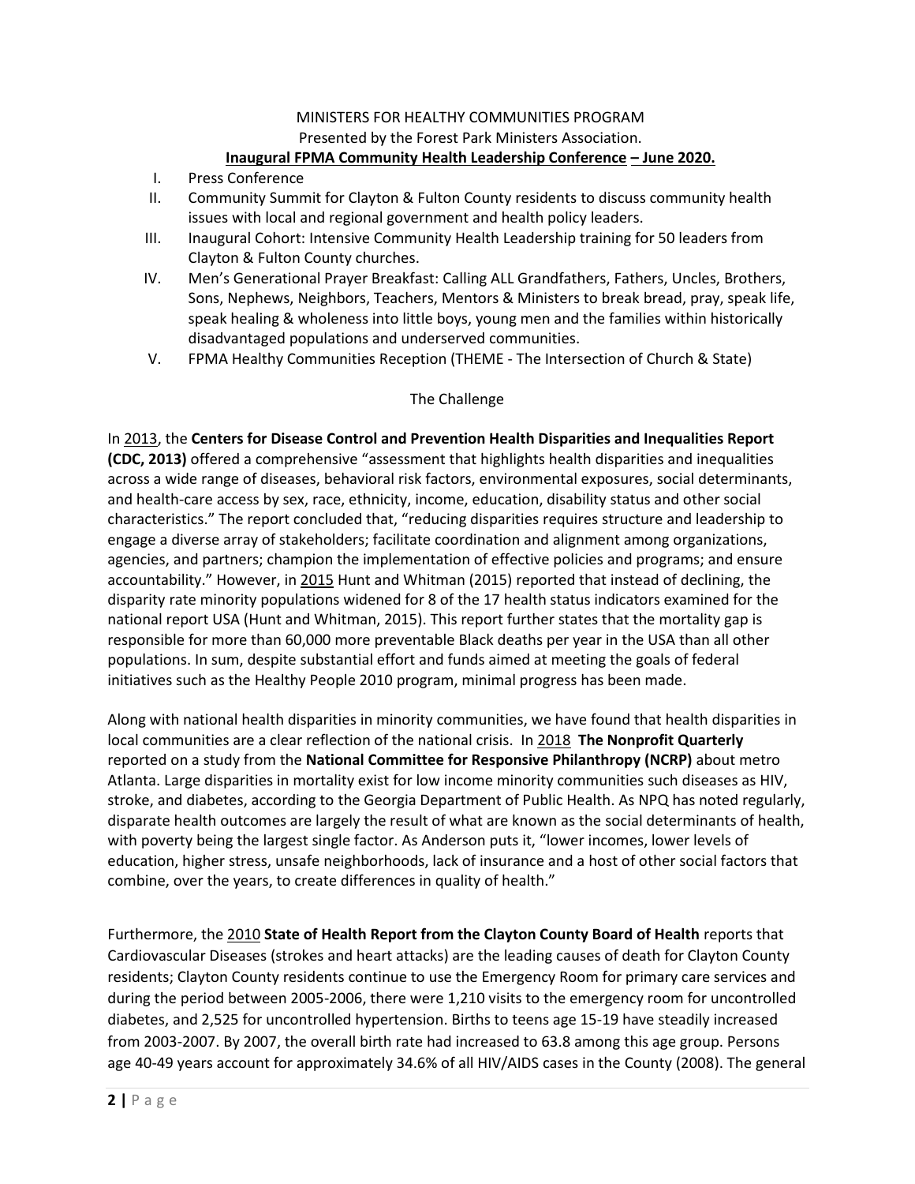MINISTERS FOR HEALTHY COMMUNITIES PROGRAM

Presented by the Forest Park Ministers Association.

**Inaugural FPMA Community Health Leadership Conference – June 2020.**

I. Press Conference
II. Community Summit for Clayton & Fulton County residents to discuss community health issues with local and regional government and health policy leaders.
III. Inaugural Cohort: Intensive Community Health Leadership training for 50 leaders from Clayton & Fulton County churches.
IV. Men's Generational Prayer Breakfast: Calling ALL Grandfathers, Fathers, Uncles, Brothers, Sons, Nephews, Neighbors, Teachers, Mentors & Ministers to break bread, pray, speak life, speak healing & wholeness into little boys, young men and the families within historically disadvantaged populations and underserved communities.
V. FPMA Healthy Communities Reception (THEME - The Intersection of Church & State)

## The Challenge

In 2013, the **Centers for Disease Control and Prevention Health Disparities and Inequalities Report (CDC, 2013)** offered a comprehensive "assessment that highlights health disparities and inequalities across a wide range of diseases, behavioral risk factors, environmental exposures, social determinants, and health-care access by sex, race, ethnicity, income, education, disability status and other social characteristics." The report concluded that, "reducing disparities requires structure and leadership to engage a diverse array of stakeholders; facilitate coordination and alignment among organizations, agencies, and partners; champion the implementation of effective policies and programs; and ensure accountability." However, in 2015 Hunt and Whitman (2015) reported that instead of declining, the disparity rate minority populations widened for 8 of the 17 health status indicators examined for the national report USA (Hunt and Whitman, 2015). This report further states that the mortality gap is responsible for more than 60,000 more preventable Black deaths per year in the USA than all other populations. In sum, despite substantial effort and funds aimed at meeting the goals of federal initiatives such as the Healthy People 2010 program, minimal progress has been made.

Along with national health disparities in minority communities, we have found that health disparities in local communities are a clear reflection of the national crisis. In 2018 **The Nonprofit Quarterly** reported on a study from the **National Committee for Responsive Philanthropy (NCRP)** about metro Atlanta. Large disparities in mortality exist for low income minority communities such diseases as HIV, stroke, and diabetes, according to the Georgia Department of Public Health. As NPQ has noted regularly, disparate health outcomes are largely the result of what are known as the social determinants of health, with poverty being the largest single factor. As Anderson puts it, "lower incomes, lower levels of education, higher stress, unsafe neighborhoods, lack of insurance and a host of other social factors that combine, over the years, to create differences in quality of health."

Furthermore, the 2010 **State of Health Report from the Clayton County Board of Health** reports that Cardiovascular Diseases (strokes and heart attacks) are the leading causes of death for Clayton County residents; Clayton County residents continue to use the Emergency Room for primary care services and during the period between 2005-2006, there were 1,210 visits to the emergency room for uncontrolled diabetes, and 2,525 for uncontrolled hypertension. Births to teens age 15-19 have steadily increased from 2003-2007. By 2007, the overall birth rate had increased to 63.8 among this age group. Persons age 40-49 years account for approximately 34.6% of all HIV/AIDS cases in the County (2008). The general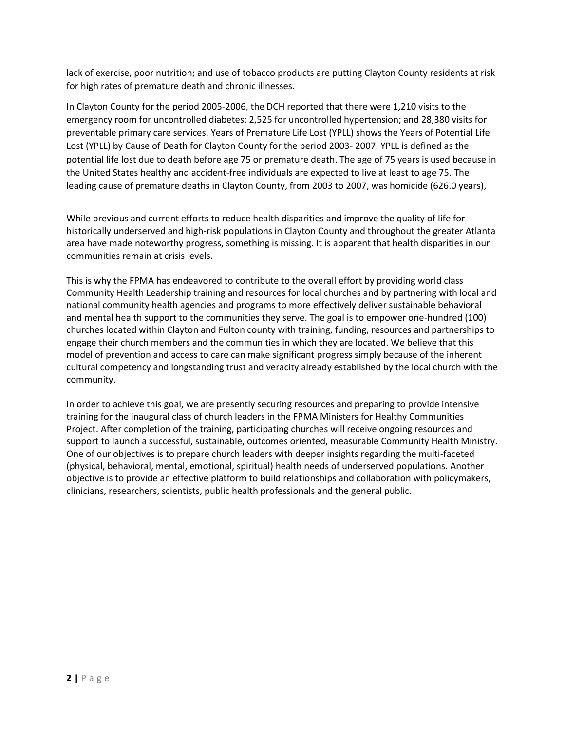lack of exercise, poor nutrition; and use of tobacco products are putting Clayton County residents at risk for high rates of premature death and chronic illnesses.

In Clayton County for the period 2005-2006, the DCH reported that there were 1,210 visits to the emergency room for uncontrolled diabetes; 2,525 for uncontrolled hypertension; and 28,380 visits for preventable primary care services. Years of Premature Life Lost (YPLL) shows the Years of Potential Life Lost (YPLL) by Cause of Death for Clayton County for the period 2003- 2007. YPLL is defined as the potential life lost due to death before age 75 or premature death. The age of 75 years is used because in the United States healthy and accident-free individuals are expected to live at least to age 75. The leading cause of premature deaths in Clayton County, from 2003 to 2007, was homicide (626.0 years),

While previous and current efforts to reduce health disparities and improve the quality of life for historically underserved and high-risk populations in Clayton County and throughout the greater Atlanta area have made noteworthy progress, something is missing. It is apparent that health disparities in our communities remain at crisis levels.

This is why the FPMA has endeavored to contribute to the overall effort by providing world class Community Health Leadership training and resources for local churches and by partnering with local and national community health agencies and programs to more effectively deliver sustainable behavioral and mental health support to the communities they serve. The goal is to empower one-hundred (100) churches located within Clayton and Fulton county with training, funding, resources and partnerships to engage their church members and the communities in which they are located. We believe that this model of prevention and access to care can make significant progress simply because of the inherent cultural competency and longstanding trust and veracity already established by the local church with the community.

In order to achieve this goal, we are presently securing resources and preparing to provide intensive training for the inaugural class of church leaders in the FPMA Ministers for Healthy Communities Project. After completion of the training, participating churches will receive ongoing resources and support to launch a successful, sustainable, outcomes oriented, measurable Community Health Ministry. One of our objectives is to prepare church leaders with deeper insights regarding the multi-faceted (physical, behavioral, mental, emotional, spiritual) health needs of underserved populations. Another objective is to provide an effective platform to build relationships and collaboration with policymakers, clinicians, researchers, scientists, public health professionals and the general public.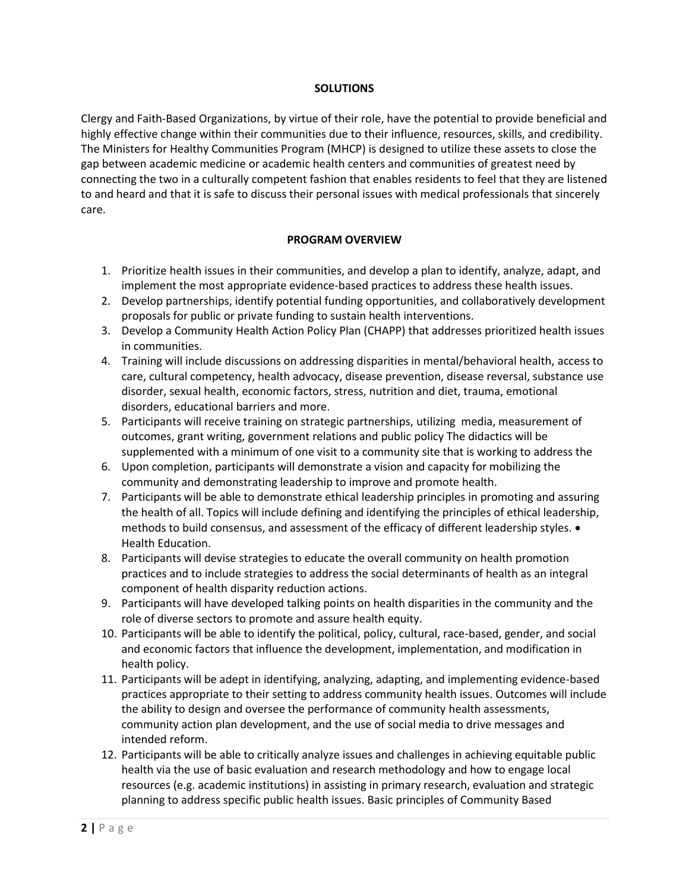## SOLUTIONS

Clergy and Faith-Based Organizations, by virtue of their role, have the potential to provide beneficial and highly effective change within their communities due to their influence, resources, skills, and credibility. The Ministers for Healthy Communities Program (MHCP) is designed to utilize these assets to close the gap between academic medicine or academic health centers and communities of greatest need by connecting the two in a culturally competent fashion that enables residents to feel that they are listened to and heard and that it is safe to discuss their personal issues with medical professionals that sincerely care.

## PROGRAM OVERVIEW

1. Prioritize health issues in their communities, and develop a plan to identify, analyze, adapt, and implement the most appropriate evidence-based practices to address these health issues.
2. Develop partnerships, identify potential funding opportunities, and collaboratively development proposals for public or private funding to sustain health interventions.
3. Develop a Community Health Action Policy Plan (CHAPP) that addresses prioritized health issues in communities.
4. Training will include discussions on addressing disparities in mental/behavioral health, access to care, cultural competency, health advocacy, disease prevention, disease reversal, substance use disorder, sexual health, economic factors, stress, nutrition and diet, trauma, emotional disorders, educational barriers and more.
5. Participants will receive training on strategic partnerships, utilizing media, measurement of outcomes, grant writing, government relations and public policy The didactics will be supplemented with a minimum of one visit to a community site that is working to address the
6. Upon completion, participants will demonstrate a vision and capacity for mobilizing the community and demonstrating leadership to improve and promote health.
7. Participants will be able to demonstrate ethical leadership principles in promoting and assuring the health of all. Topics will include defining and identifying the principles of ethical leadership, methods to build consensus, and assessment of the efficacy of different leadership styles. • Health Education.
8. Participants will devise strategies to educate the overall community on health promotion practices and to include strategies to address the social determinants of health as an integral component of health disparity reduction actions.
9. Participants will have developed talking points on health disparities in the community and the role of diverse sectors to promote and assure health equity.
10. Participants will be able to identify the political, policy, cultural, race-based, gender, and social and economic factors that influence the development, implementation, and modification in health policy.
11. Participants will be adept in identifying, analyzing, adapting, and implementing evidence-based practices appropriate to their setting to address community health issues. Outcomes will include the ability to design and oversee the performance of community health assessments, community action plan development, and the use of social media to drive messages and intended reform.
12. Participants will be able to critically analyze issues and challenges in achieving equitable public health via the use of basic evaluation and research methodology and how to engage local resources (e.g. academic institutions) in assisting in primary research, evaluation and strategic planning to address specific public health issues. Basic principles of Community Based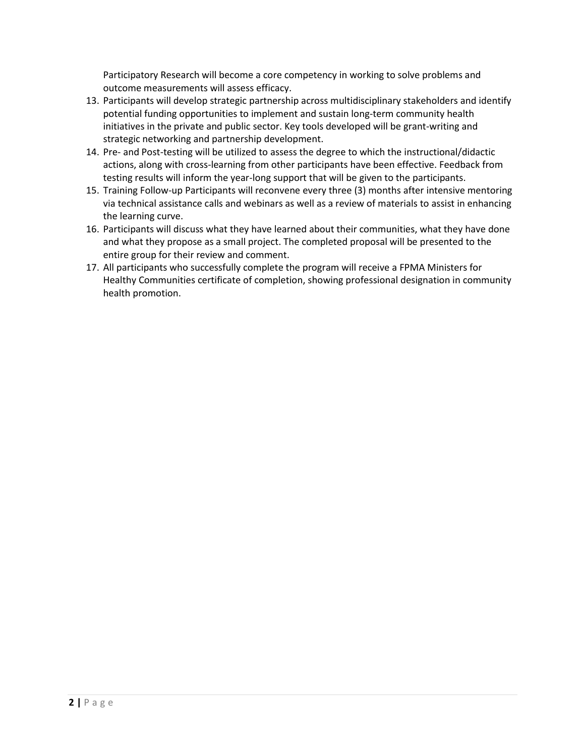Participatory Research will become a core competency in working to solve problems and outcome measurements will assess efficacy.

13. Participants will develop strategic partnership across multidisciplinary stakeholders and identify potential funding opportunities to implement and sustain long-term community health initiatives in the private and public sector. Key tools developed will be grant-writing and strategic networking and partnership development.
14. Pre- and Post-testing will be utilized to assess the degree to which the instructional/didactic actions, along with cross-learning from other participants have been effective. Feedback from testing results will inform the year-long support that will be given to the participants.
15. Training Follow-up Participants will reconvene every three (3) months after intensive mentoring via technical assistance calls and webinars as well as a review of materials to assist in enhancing the learning curve.
16. Participants will discuss what they have learned about their communities, what they have done and what they propose as a small project. The completed proposal will be presented to the entire group for their review and comment.
17. All participants who successfully complete the program will receive a FPMA Ministers for Healthy Communities certificate of completion, showing professional designation in community health promotion.